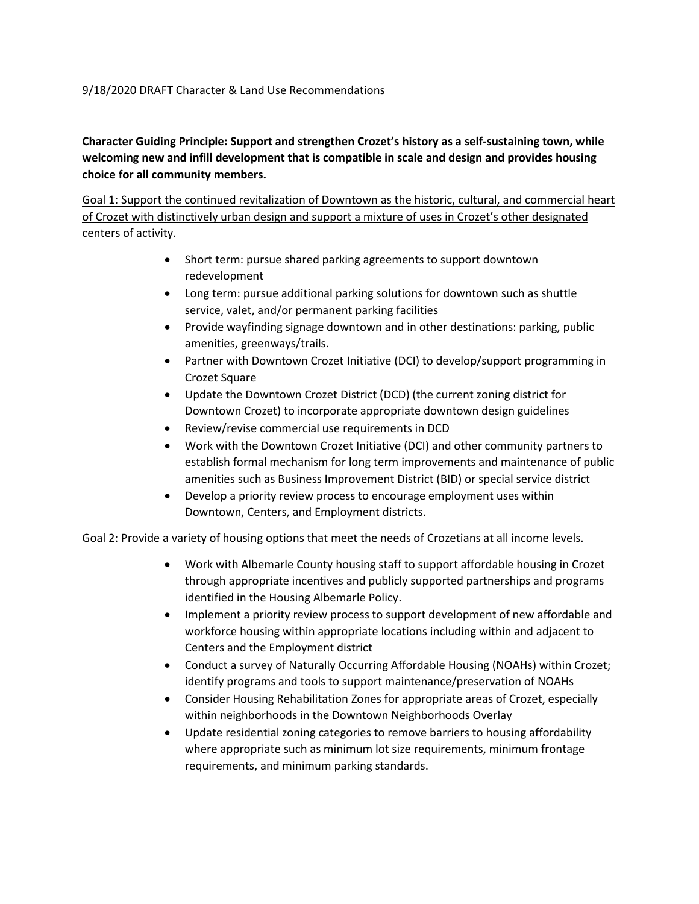9/18/2020 DRAFT Character & Land Use Recommendations

**Character Guiding Principle: Support and strengthen Crozet's history as a self-sustaining town, while welcoming new and infill development that is compatible in scale and design and provides housing choice for all community members.**

<u>Goal 1: Support the continued revitalization of Downtown as the historic, cultural, and commercial heart of Crozet with distinctively urban design and support a mixture of uses in Crozet's other designated centers of activity.</u>

- Short term: pursue shared parking agreements to support downtown redevelopment
- Long term: pursue additional parking solutions for downtown such as shuttle service, valet, and/or permanent parking facilities
- Provide wayfinding signage downtown and in other destinations: parking, public amenities, greenways/trails.
- Partner with Downtown Crozet Initiative (DCI) to develop/support programming in Crozet Square
- Update the Downtown Crozet District (DCD) (the current zoning district for Downtown Crozet) to incorporate appropriate downtown design guidelines
- Review/revise commercial use requirements in DCD
- Work with the Downtown Crozet Initiative (DCI) and other community partners to establish formal mechanism for long term improvements and maintenance of public amenities such as Business Improvement District (BID) or special service district
- Develop a priority review process to encourage employment uses within Downtown, Centers, and Employment districts.

<u>Goal 2: Provide a variety of housing options that meet the needs of Crozetians at all income levels.</u>

- Work with Albemarle County housing staff to support affordable housing in Crozet through appropriate incentives and publicly supported partnerships and programs identified in the Housing Albemarle Policy.
- Implement a priority review process to support development of new affordable and workforce housing within appropriate locations including within and adjacent to Centers and the Employment district
- Conduct a survey of Naturally Occurring Affordable Housing (NOAHs) within Crozet; identify programs and tools to support maintenance/preservation of NOAHs
- Consider Housing Rehabilitation Zones for appropriate areas of Crozet, especially within neighborhoods in the Downtown Neighborhoods Overlay
- Update residential zoning categories to remove barriers to housing affordability where appropriate such as minimum lot size requirements, minimum frontage requirements, and minimum parking standards.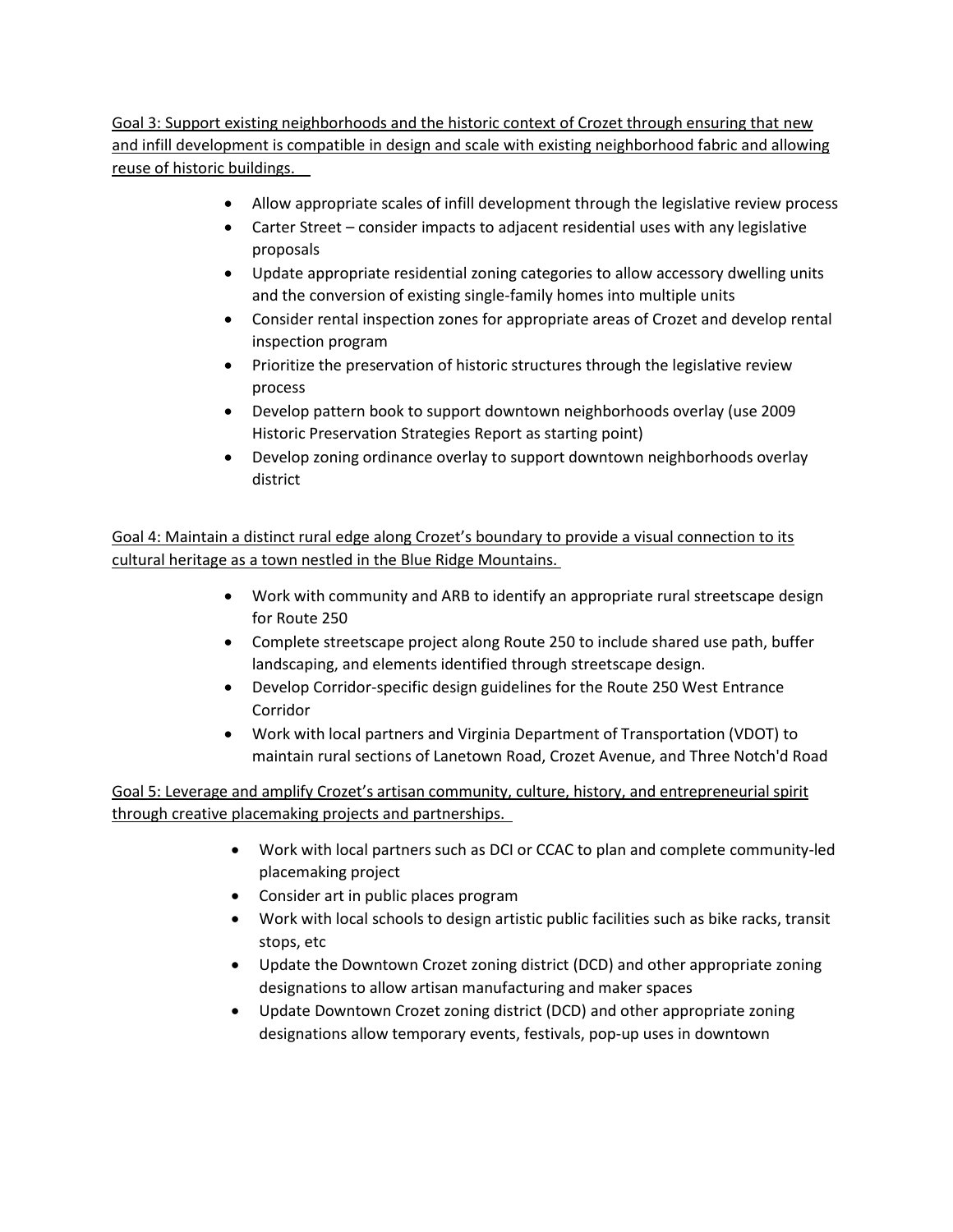Goal 3: Support existing neighborhoods and the historic context of Crozet through ensuring that new and infill development is compatible in design and scale with existing neighborhood fabric and allowing reuse of historic buildings.

- Allow appropriate scales of infill development through the legislative review process
- Carter Street – consider impacts to adjacent residential uses with any legislative proposals
- Update appropriate residential zoning categories to allow accessory dwelling units and the conversion of existing single-family homes into multiple units
- Consider rental inspection zones for appropriate areas of Crozet and develop rental inspection program
- Prioritize the preservation of historic structures through the legislative review process
- Develop pattern book to support downtown neighborhoods overlay (use 2009 Historic Preservation Strategies Report as starting point)
- Develop zoning ordinance overlay to support downtown neighborhoods overlay district

Goal 4: Maintain a distinct rural edge along Crozet's boundary to provide a visual connection to its cultural heritage as a town nestled in the Blue Ridge Mountains.

- Work with community and ARB to identify an appropriate rural streetscape design for Route 250
- Complete streetscape project along Route 250 to include shared use path, buffer landscaping, and elements identified through streetscape design.
- Develop Corridor-specific design guidelines for the Route 250 West Entrance Corridor
- Work with local partners and Virginia Department of Transportation (VDOT) to maintain rural sections of Lanetown Road, Crozet Avenue, and Three Notch'd Road

Goal 5: Leverage and amplify Crozet's artisan community, culture, history, and entrepreneurial spirit through creative placemaking projects and partnerships.

- Work with local partners such as DCI or CCAC to plan and complete community-led placemaking project
- Consider art in public places program
- Work with local schools to design artistic public facilities such as bike racks, transit stops, etc
- Update the Downtown Crozet zoning district (DCD) and other appropriate zoning designations to allow artisan manufacturing and maker spaces
- Update Downtown Crozet zoning district (DCD) and other appropriate zoning designations allow temporary events, festivals, pop-up uses in downtown